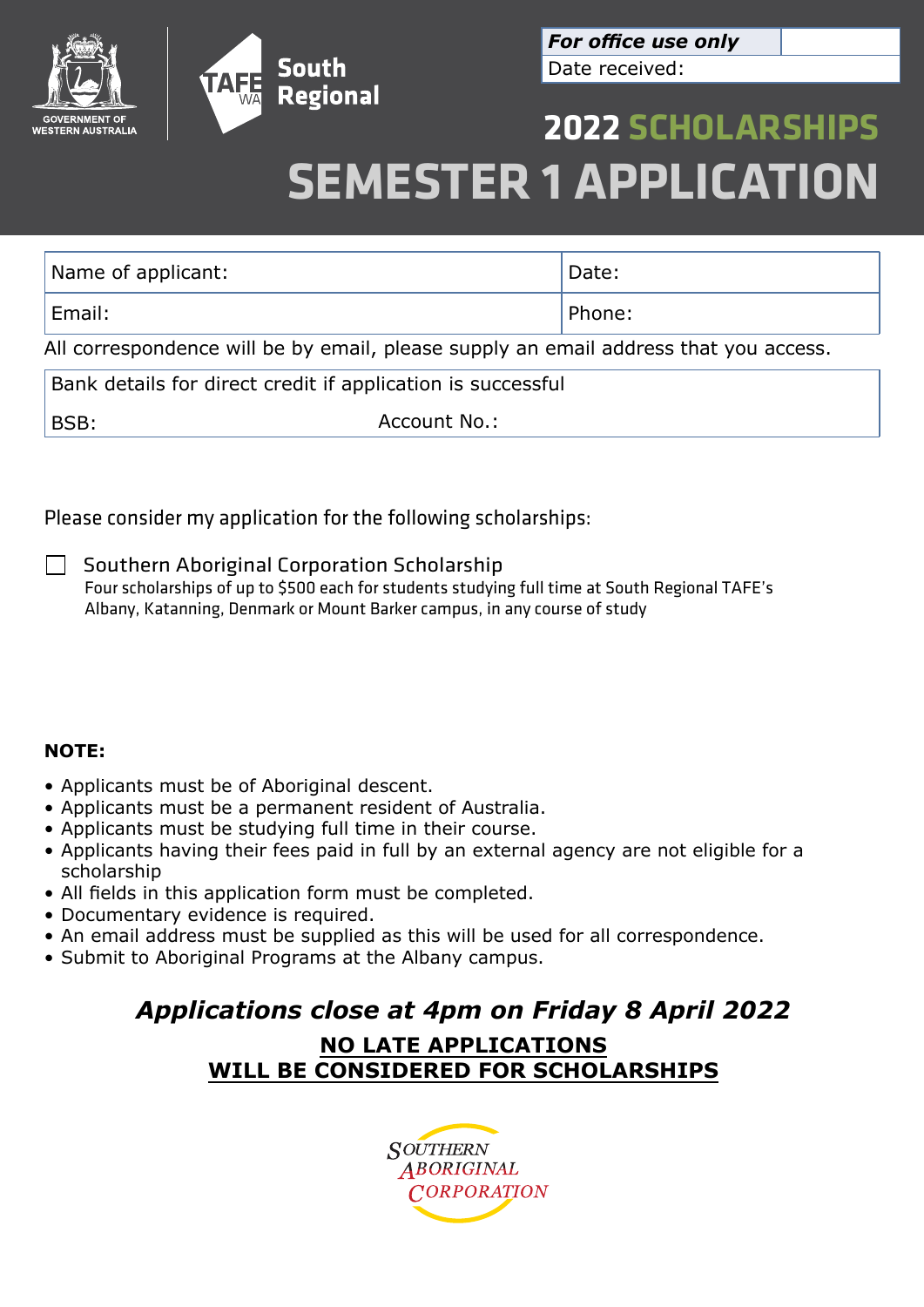GOVERNMENT OF WESTERN AUSTRALIA

TAFE WA South Regional

| For office use only | |
|---|---|
| Date received: | |

# 2022 SCHOLARSHIPS

# SEMESTER 1 APPLICATION

| | |
|---|---|
| Name of applicant: | Date: |
| Email: | Phone: |

All correspondence will be by email, please supply an email address that you access.

| | |
|---|---|
| Bank details for direct credit if application is successful | |
| BSB: | Account No.: |

Please consider my application for the following scholarships:

☐ Southern Aboriginal Corporation Scholarship
Four scholarships of up to $500 each for students studying full time at South Regional TAFE's Albany, Katanning, Denmark or Mount Barker campus, in any course of study

**NOTE:**

- Applicants must be of Aboriginal descent.
- Applicants must be a permanent resident of Australia.
- Applicants must be studying full time in their course.
- Applicants having their fees paid in full by an external agency are not eligible for a scholarship
- All fields in this application form must be completed.
- Documentary evidence is required.
- An email address must be supplied as this will be used for all correspondence.
- Submit to Aboriginal Programs at the Albany campus.

***Applications close at 4pm on Friday 8 April 2022***

**NO LATE APPLICATIONS**
**WILL BE CONSIDERED FOR SCHOLARSHIPS**

SOUTHERN ABORIGINAL CORPORATION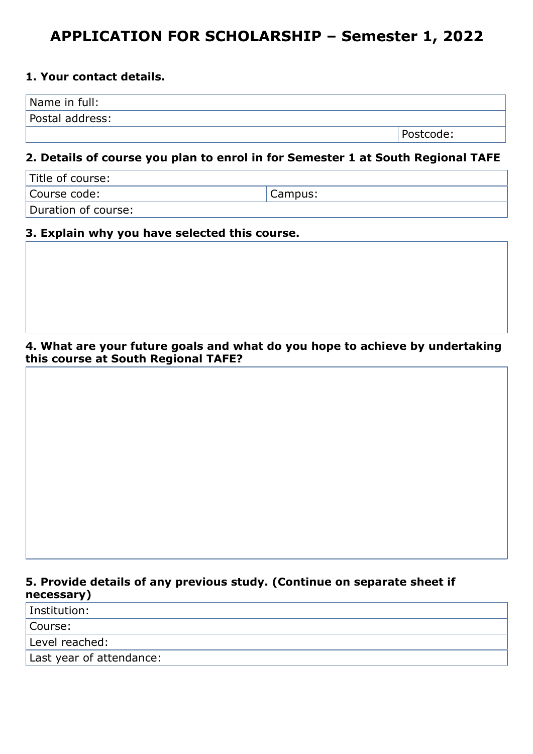# APPLICATION FOR SCHOLARSHIP – Semester 1, 2022

**1. Your contact details.**

| | |
|---|---|
| Name in full: | |
| Postal address: | |
| | Postcode: |

**2. Details of course you plan to enrol in for Semester 1 at South Regional TAFE**

| | |
|---|---|
| Title of course: | |
| Course code: | Campus: |
| Duration of course: | |

**3. Explain why you have selected this course.**

**4. What are your future goals and what do you hope to achieve by undertaking this course at South Regional TAFE?**

**5. Provide details of any previous study. (Continue on separate sheet if necessary)**

| |
|---|
| Institution: |
| Course: |
| Level reached: |
| Last year of attendance: |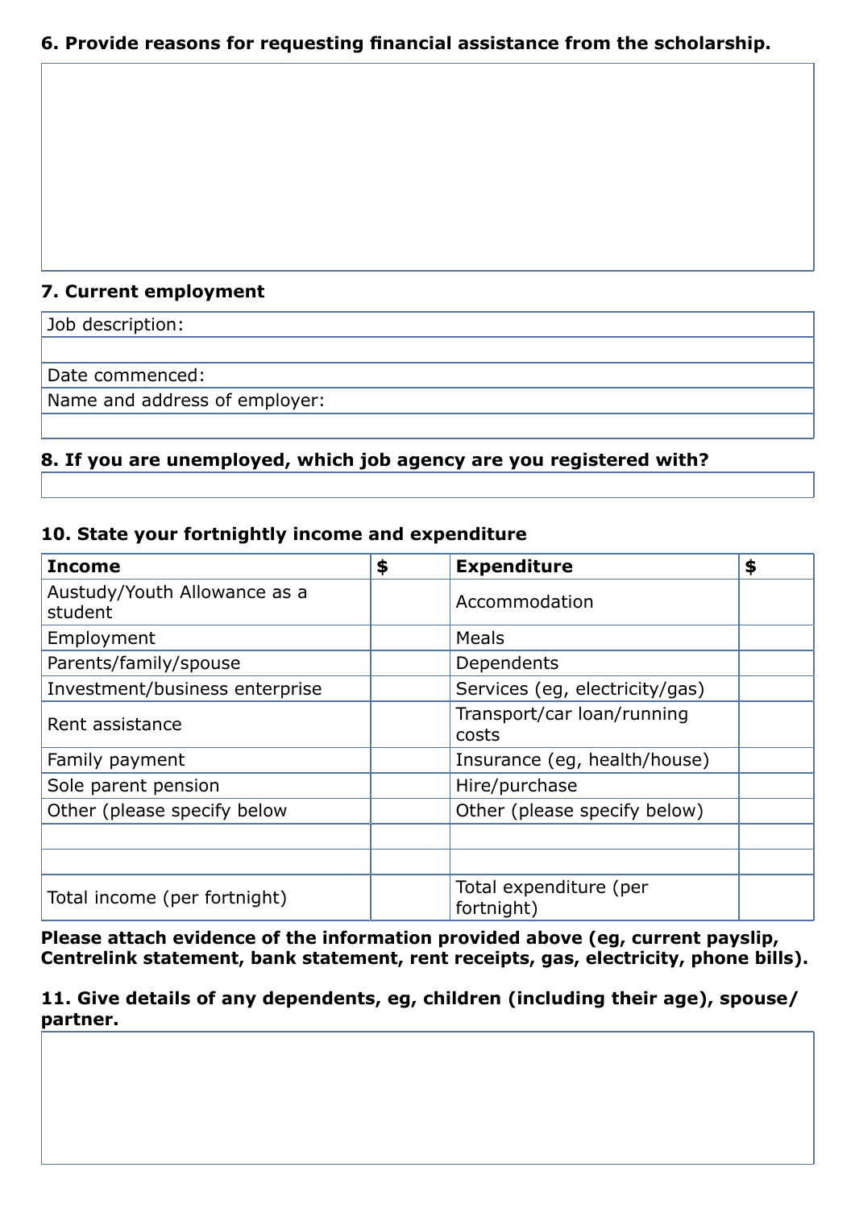**6. Provide reasons for requesting financial assistance from the scholarship.**

| |
|---|
| |

**7. Current employment**

| |
|---|
| Job description: |
| |
| Date commenced: |
| Name and address of employer: |
| |

**8. If you are unemployed, which job agency are you registered with?**

| |
|---|
| |

**10. State your fortnightly income and expenditure**

| **Income** | **$** | **Expenditure** | **$** |
|---|---|---|---|
| Austudy/Youth Allowance as a student | | Accommodation | |
| Employment | | Meals | |
| Parents/family/spouse | | Dependents | |
| Investment/business enterprise | | Services (eg, electricity/gas) | |
| Rent assistance | | Transport/car loan/running costs | |
| Family payment | | Insurance (eg, health/house) | |
| Sole parent pension | | Hire/purchase | |
| Other (please specify below | | Other (please specify below) | |
| | | | |
| | | | |
| Total income (per fortnight) | | Total expenditure (per fortnight) | |

**Please attach evidence of the information provided above (eg, current payslip, Centrelink statement, bank statement, rent receipts, gas, electricity, phone bills).**

**11. Give details of any dependents, eg, children (including their age), spouse/ partner.**

| |
|---|
| |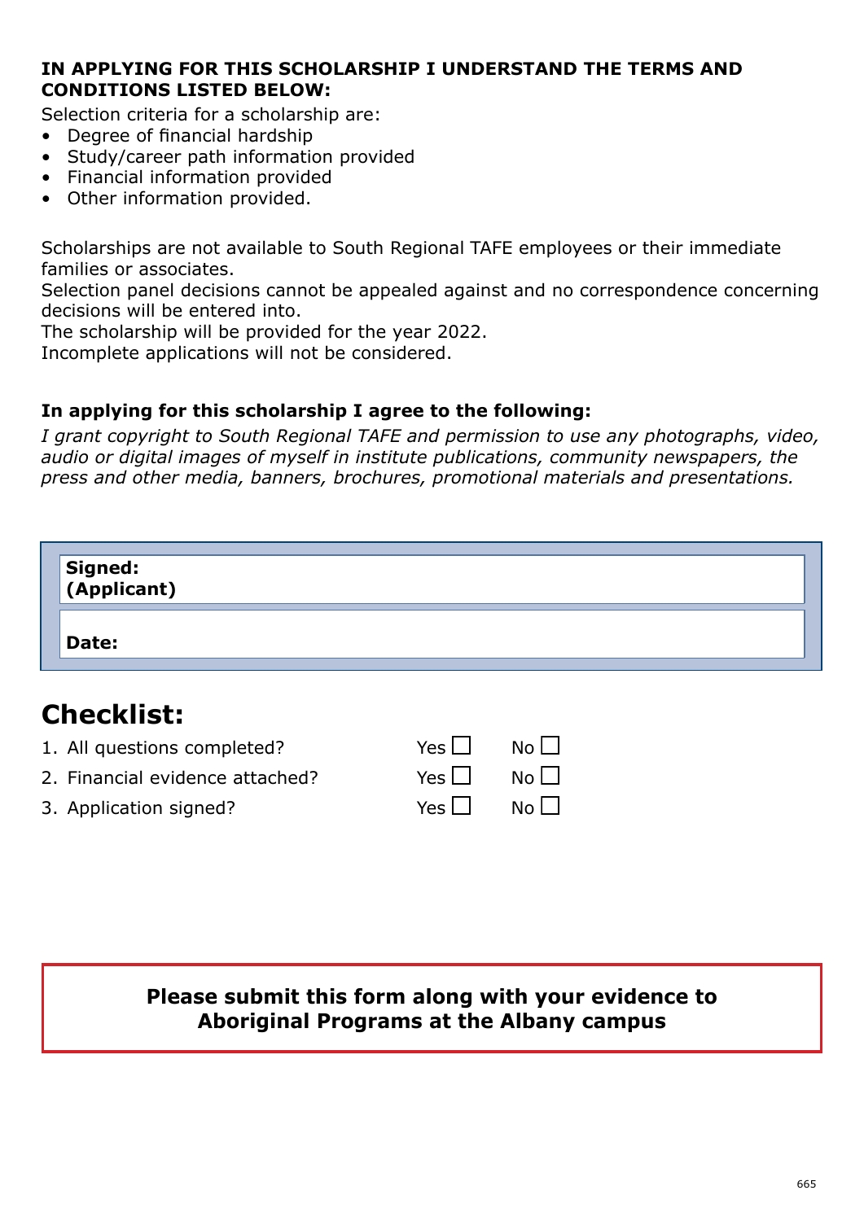**IN APPLYING FOR THIS SCHOLARSHIP I UNDERSTAND THE TERMS AND CONDITIONS LISTED BELOW:**

Selection criteria for a scholarship are:

- Degree of financial hardship
- Study/career path information provided
- Financial information provided
- Other information provided.

Scholarships are not available to South Regional TAFE employees or their immediate families or associates.
Selection panel decisions cannot be appealed against and no correspondence concerning decisions will be entered into.
The scholarship will be provided for the year 2022.
Incomplete applications will not be considered.

**In applying for this scholarship I agree to the following:**

*I grant copyright to South Regional TAFE and permission to use any photographs, video, audio or digital images of myself in institute publications, community newspapers, the press and other media, banners, brochures, promotional materials and presentations.*

| | |
|---|---|
| **Signed: (Applicant)** | |
| **Date:** | |

## Checklist:

| | | |
|---|---|---|
| 1. All questions completed? | Yes ☐ | No ☐ |
| 2. Financial evidence attached? | Yes ☐ | No ☐ |
| 3. Application signed? | Yes ☐ | No ☐ |

**Please submit this form along with your evidence to Aboriginal Programs at the Albany campus**